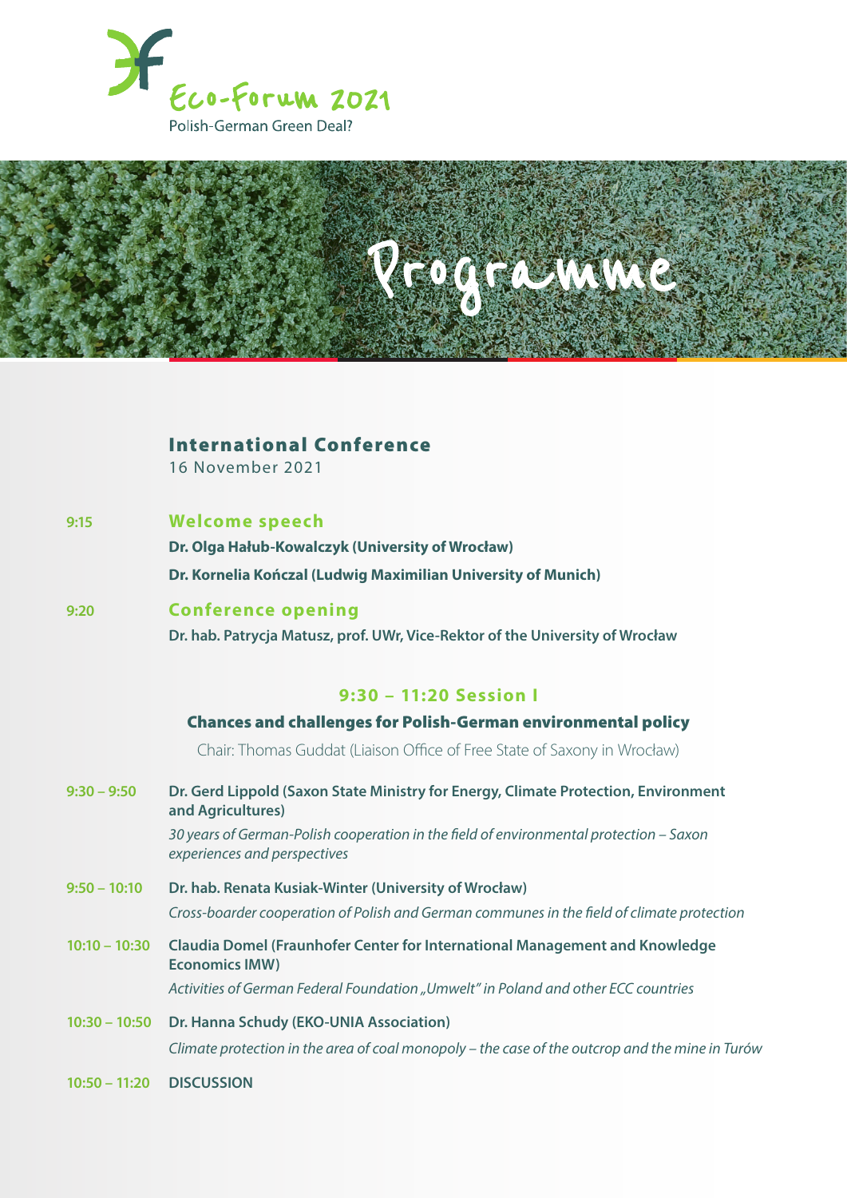# Eco-Forum 2021

Polish-German Green Deal?

# Programme

## International Conference

16 November 2021

**9:15** **Welcome speech**

**Dr. Olga Hałub-Kowalczyk (University of Wrocław)**

**Dr. Kornelia Kończal (Ludwig Maximilian University of Munich)**

**9:20** **Conference opening**

**Dr. hab. Patrycja Matusz, prof. UWr, Vice-Rektor of the University of Wrocław**

### 9:30 – 11:20 Session I

### Chances and challenges for Polish-German environmental policy

Chair: Thomas Guddat (Liaison Office of Free State of Saxony in Wrocław)

**9:30 – 9:50** **Dr. Gerd Lippold (Saxon State Ministry for Energy, Climate Protection, Environment and Agricultures)**

*30 years of German-Polish cooperation in the field of environmental protection – Saxon experiences and perspectives*

**9:50 – 10:10** **Dr. hab. Renata Kusiak-Winter (University of Wrocław)**

*Cross-boarder cooperation of Polish and German communes in the field of climate protection*

**10:10 – 10:30** **Claudia Domel (Fraunhofer Center for International Management and Knowledge Economics IMW)**

*Activities of German Federal Foundation „Umwelt" in Poland and other ECC countries*

**10:30 – 10:50** **Dr. Hanna Schudy (EKO-UNIA Association)**

*Climate protection in the area of coal monopoly – the case of the outcrop and the mine in Turów*

**10:50 – 11:20** **DISCUSSION**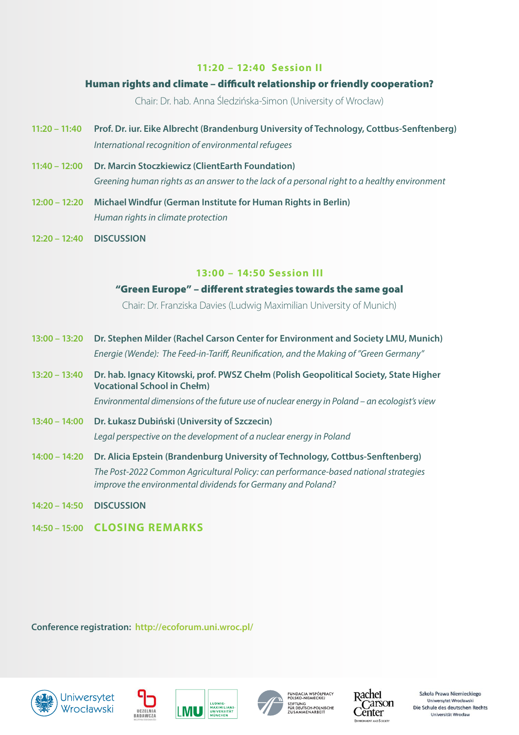## 11:20 – 12:40 Session II

### Human rights and climate – difficult relationship or friendly cooperation?

Chair: Dr. hab. Anna Śledzińska-Simon (University of Wrocław)

**11:20 – 11:40** **Prof. Dr. iur. Eike Albrecht (Brandenburg University of Technology, Cottbus-Senftenberg)**
*International recognition of environmental refugees*

**11:40 – 12:00** **Dr. Marcin Stoczkiewicz (ClientEarth Foundation)**
*Greening human rights as an answer to the lack of a personal right to a healthy environment*

**12:00 – 12:20** **Michael Windfur (German Institute for Human Rights in Berlin)**
*Human rights in climate protection*

**12:20 – 12:40** **DISCUSSION**

## 13:00 – 14:50 Session III

### "Green Europe" – different strategies towards the same goal

Chair: Dr. Franziska Davies (Ludwig Maximilian University of Munich)

**13:00 – 13:20** **Dr. Stephen Milder (Rachel Carson Center for Environment and Society LMU, Munich)**
*Energie (Wende): The Feed-in-Tariff, Reunification, and the Making of "Green Germany"*

**13:20 – 13:40** **Dr. hab. Ignacy Kitowski, prof. PWSZ Chełm (Polish Geopolitical Society, State Higher Vocational School in Chełm)**
*Environmental dimensions of the future use of nuclear energy in Poland – an ecologist's view*

**13:40 – 14:00** **Dr. Łukasz Dubiński (University of Szczecin)**
*Legal perspective on the development of a nuclear energy in Poland*

**14:00 – 14:20** **Dr. Alicia Epstein (Brandenburg University of Technology, Cottbus-Senftenberg)**
*The Post-2022 Common Agricultural Policy: can performance-based national strategies improve the environmental dividends for Germany and Poland?*

**14:20 – 14:50** **DISCUSSION**

**14:50 – 15:00** **CLOSING REMARKS**

**Conference registration:** http://ecoforum.uni.wroc.pl/

Uniwersytet Wrocławski

UCZELNIA BADAWCZA

LMU LUDWIG-MAXIMILIANS-UNIVERSITÄT MÜNCHEN

FUNDACJA WSPÓŁPRACY POLSKO-NIEMIECKIEJ
STIFTUNG FÜR DEUTSCH-POLNISCHE ZUSAMMENARBEIT

Rachel Carson Center
Environment and Society

Szkoła Prawa Niemieckiego
Uniwersytet Wrocławski
Die Schule des deutschen Rechts
Universität Wrocław